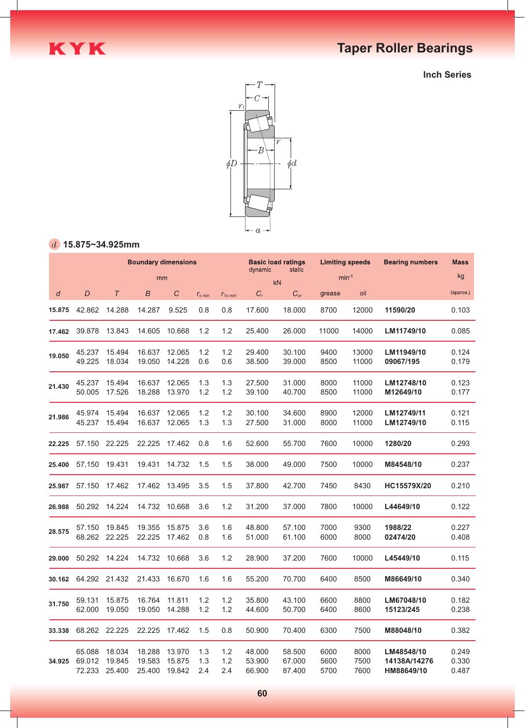# Taper Roller Bearings

### Inch Series

## $d$ 15.875~34.925mm

| Boundary dimensions (mm) | | | | | | | Basic load ratings (kN) | | Limiting speeds ($min^{-1}$) | | Bearing numbers | Mass (kg) |
|---|---|---|---|---|---|---|---|---|---|---|---|---|
| | | | | | | | dynamic | static | | | | |
| $d$ | $D$ | $T$ | $B$ | $C$ | $r_{s\,min}$ | $r_{1s\,min}$ | $C_r$ | $C_{or}$ | grease | oil | | (approx.) |
| 15.875 | 42.862 | 14.288 | 14.287 | 9.525 | 0.8 | 0.8 | 17.600 | 18.000 | 8700 | 12000 | **11590/20** | 0.103 |
| 17.462 | 39.878 | 13.843 | 14.605 | 10.668 | 1.2 | 1.2 | 25.400 | 26.000 | 11000 | 14000 | **LM11749/10** | 0.085 |
| 19.050 | 45.237 | 15.494 | 16.637 | 12.065 | 1.2 | 1.2 | 29.400 | 30.100 | 9400 | 13000 | **LM11949/10** | 0.124 |
| | 49.225 | 18.034 | 19.050 | 14.228 | 0.6 | 0.6 | 38.500 | 39.000 | 8500 | 11000 | **09067/195** | 0.179 |
| 21.430 | 45.237 | 15.494 | 16.637 | 12.065 | 1.3 | 1.3 | 27.500 | 31.000 | 8000 | 11000 | **LM12748/10** | 0.123 |
| | 50.005 | 17.526 | 18.288 | 13.970 | 1.2 | 1.2 | 39.100 | 40.700 | 8500 | 11000 | **M12649/10** | 0.177 |
| 21.986 | 45.974 | 15.494 | 16.637 | 12.065 | 1.2 | 1.2 | 30.100 | 34.600 | 8900 | 12000 | **LM12749/11** | 0.121 |
| | 45.237 | 15.494 | 16.637 | 12.065 | 1.3 | 1.3 | 27.500 | 31.000 | 8000 | 11000 | **LM12749/10** | 0.115 |
| 22.225 | 57.150 | 22.225 | 22.225 | 17.462 | 0.8 | 1.6 | 52.600 | 55.700 | 7600 | 10000 | **1280/20** | 0.293 |
| 25.400 | 57.150 | 19.431 | 19.431 | 14.732 | 1.5 | 1.5 | 38.000 | 49.000 | 7500 | 10000 | **M84548/10** | 0.237 |
| 25.987 | 57.150 | 17.462 | 17.462 | 13.495 | 3.5 | 1.5 | 37.800 | 42.700 | 7450 | 8430 | **HC15579X/20** | 0.210 |
| 26.988 | 50.292 | 14.224 | 14.732 | 10.668 | 3.6 | 1.2 | 31.200 | 37.000 | 7800 | 10000 | **L44649/10** | 0.122 |
| 28.575 | 57.150 | 19.845 | 19.355 | 15.875 | 3.6 | 1.6 | 48.800 | 57.100 | 7000 | 9300 | **1988/22** | 0.227 |
| | 68.262 | 22.225 | 22.225 | 17.462 | 0.8 | 1.6 | 51.000 | 61.100 | 6000 | 8000 | **02474/20** | 0.408 |
| 29.000 | 50.292 | 14.224 | 14.732 | 10.668 | 3.6 | 1.2 | 28.900 | 37.200 | 7600 | 10000 | **L45449/10** | 0.115 |
| 30.162 | 64.292 | 21.432 | 21.433 | 16.670 | 1.6 | 1.6 | 55.200 | 70.700 | 6400 | 8500 | **M86649/10** | 0.340 |
| 31.750 | 59.131 | 15.875 | 16.764 | 11.811 | 1.2 | 1.2 | 35.800 | 43.100 | 6600 | 8800 | **LM67048/10** | 0.182 |
| | 62.000 | 19.050 | 19.050 | 14.288 | 1.2 | 1.2 | 44.600 | 50.700 | 6400 | 8600 | **15123/245** | 0.238 |
| 33.338 | 68.262 | 22.225 | 22.225 | 17.462 | 1.5 | 0.8 | 50.900 | 70.400 | 6300 | 7500 | **M88048/10** | 0.382 |
| 34.925 | 65.088 | 18.034 | 18.288 | 13.970 | 1.3 | 1.2 | 48.000 | 58.500 | 6000 | 8000 | **LM48548/10** | 0.249 |
| | 69.012 | 19.845 | 19.583 | 15.875 | 1.3 | 1.2 | 53.900 | 67.000 | 5600 | 7500 | **14138A/14276** | 0.330 |
| | 72.233 | 25.400 | 25.400 | 19.842 | 2.4 | 2.4 | 66.900 | 87.400 | 5700 | 7600 | **HM88649/10** | 0.487 |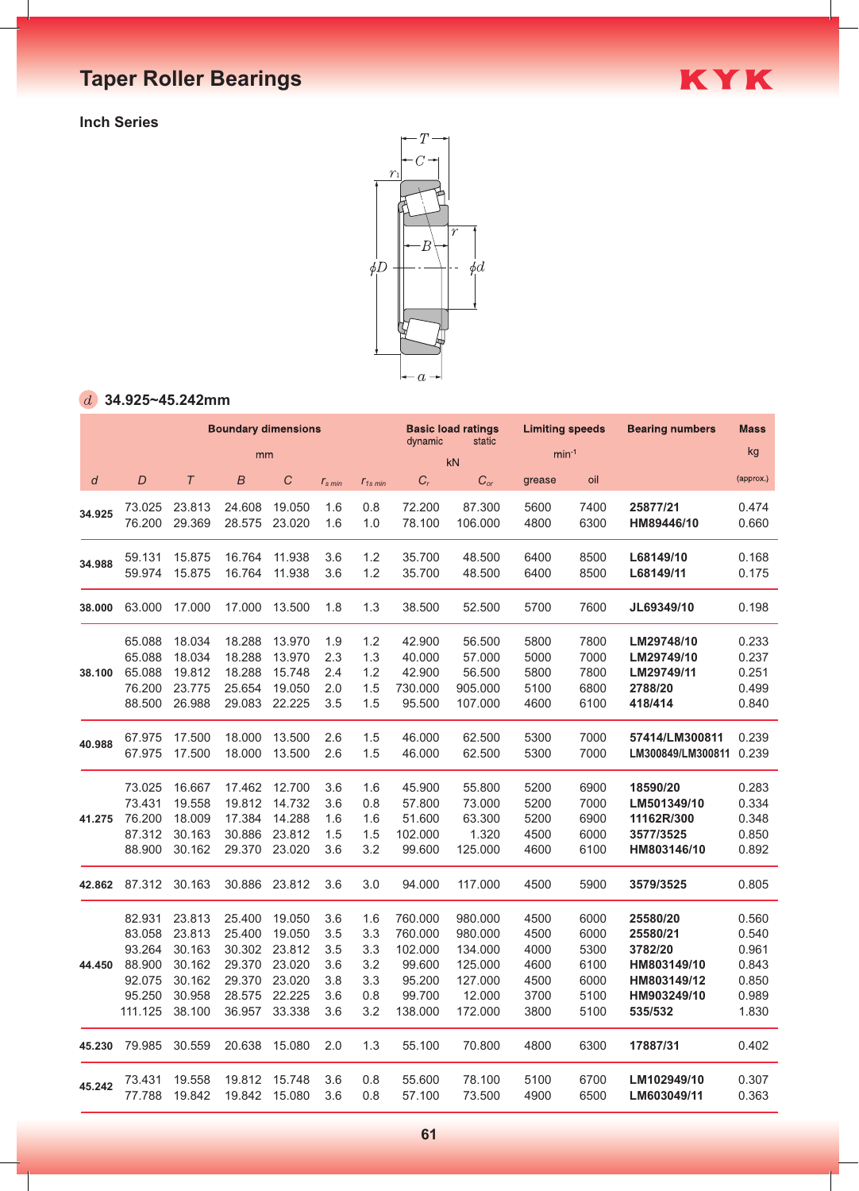# Taper Roller Bearings

KYK

**Inch Series**

$d$ **34.925~45.242mm**

| Boundary dimensions (mm) | | | | | | | Basic load ratings (kN) dynamic | static | Limiting speeds ($min^{-1}$) | | Bearing numbers | Mass kg |
|---|---|---|---|---|---|---|---|---|---|---|---|---|
| $d$ | $D$ | $T$ | $B$ | $C$ | $r_{s\,min}$ | $r_{1s\,min}$ | $C_r$ | $C_{or}$ | grease | oil | | (approx.) |
| 34.925 | 73.025 | 23.813 | 24.608 | 19.050 | 1.6 | 0.8 | 72.200 | 87.300 | 5600 | 7400 | **25877/21** | 0.474 |
| | 76.200 | 29.369 | 28.575 | 23.020 | 1.6 | 1.0 | 78.100 | 106.000 | 4800 | 6300 | **HM89446/10** | 0.660 |
| 34.988 | 59.131 | 15.875 | 16.764 | 11.938 | 3.6 | 1.2 | 35.700 | 48.500 | 6400 | 8500 | **L68149/10** | 0.168 |
| | 59.974 | 15.875 | 16.764 | 11.938 | 3.6 | 1.2 | 35.700 | 48.500 | 6400 | 8500 | **L68149/11** | 0.175 |
| 38.000 | 63.000 | 17.000 | 17.000 | 13.500 | 1.8 | 1.3 | 38.500 | 52.500 | 5700 | 7600 | **JL69349/10** | 0.198 |
| 38.100 | 65.088 | 18.034 | 18.288 | 13.970 | 1.9 | 1.2 | 42.900 | 56.500 | 5800 | 7800 | **LM29748/10** | 0.233 |
| | 65.088 | 18.034 | 18.288 | 13.970 | 2.3 | 1.3 | 40.000 | 57.000 | 5000 | 7000 | **LM29749/10** | 0.237 |
| | 65.088 | 19.812 | 18.288 | 15.748 | 2.4 | 1.2 | 42.900 | 56.500 | 5800 | 7800 | **LM29749/11** | 0.251 |
| | 76.200 | 23.775 | 25.654 | 19.050 | 2.0 | 1.5 | 730.000 | 905.000 | 5100 | 6800 | **2788/20** | 0.499 |
| | 88.500 | 26.988 | 29.083 | 22.225 | 3.5 | 1.5 | 95.500 | 107.000 | 4600 | 6100 | **418/414** | 0.840 |
| 40.988 | 67.975 | 17.500 | 18.000 | 13.500 | 2.6 | 1.5 | 46.000 | 62.500 | 5300 | 7000 | **57414/LM300811** | 0.239 |
| | 67.975 | 17.500 | 18.000 | 13.500 | 2.6 | 1.5 | 46.000 | 62.500 | 5300 | 7000 | **LM300849/LM300811** | 0.239 |
| 41.275 | 73.025 | 16.667 | 17.462 | 12.700 | 3.6 | 1.6 | 45.900 | 55.800 | 5200 | 6900 | **18590/20** | 0.283 |
| | 73.431 | 19.558 | 19.812 | 14.732 | 3.6 | 0.8 | 57.800 | 73.000 | 5200 | 7000 | **LM501349/10** | 0.334 |
| | 76.200 | 18.009 | 17.384 | 14.288 | 1.6 | 1.6 | 51.600 | 63.300 | 5200 | 6900 | **11162R/300** | 0.348 |
| | 87.312 | 30.163 | 30.886 | 23.812 | 1.5 | 1.5 | 102.000 | 1.320 | 4500 | 6000 | **3577/3525** | 0.850 |
| | 88.900 | 30.162 | 29.370 | 23.020 | 3.6 | 3.2 | 99.600 | 125.000 | 4600 | 6100 | **HM803146/10** | 0.892 |
| 42.862 | 87.312 | 30.163 | 30.886 | 23.812 | 3.6 | 3.0 | 94.000 | 117.000 | 4500 | 5900 | **3579/3525** | 0.805 |
| 44.450 | 82.931 | 23.813 | 25.400 | 19.050 | 3.6 | 1.6 | 760.000 | 980.000 | 4500 | 6000 | **25580/20** | 0.560 |
| | 83.058 | 23.813 | 25.400 | 19.050 | 3.5 | 3.3 | 760.000 | 980.000 | 4500 | 6000 | **25580/21** | 0.540 |
| | 93.264 | 30.163 | 30.302 | 23.812 | 3.5 | 3.3 | 102.000 | 134.000 | 4000 | 5300 | **3782/20** | 0.961 |
| | 88.900 | 30.162 | 29.370 | 23.020 | 3.6 | 3.2 | 99.600 | 125.000 | 4600 | 6100 | **HM803149/10** | 0.843 |
| | 92.075 | 30.162 | 29.370 | 23.020 | 3.8 | 3.3 | 95.200 | 127.000 | 4500 | 6000 | **HM803149/12** | 0.850 |
| | 95.250 | 30.958 | 28.575 | 22.225 | 3.6 | 0.8 | 99.700 | 12.000 | 3700 | 5100 | **HM903249/10** | 0.989 |
| | 111.125 | 38.100 | 36.957 | 33.338 | 3.6 | 3.2 | 138.000 | 172.000 | 3800 | 5100 | **535/532** | 1.830 |
| 45.230 | 79.985 | 30.559 | 20.638 | 15.080 | 2.0 | 1.3 | 55.100 | 70.800 | 4800 | 6300 | **17887/31** | 0.402 |
| 45.242 | 73.431 | 19.558 | 19.812 | 15.748 | 3.6 | 0.8 | 55.600 | 78.100 | 5100 | 6700 | **LM102949/10** | 0.307 |
| | 77.788 | 19.842 | 19.842 | 15.080 | 3.6 | 0.8 | 57.100 | 73.500 | 4900 | 6500 | **LM603049/11** | 0.363 |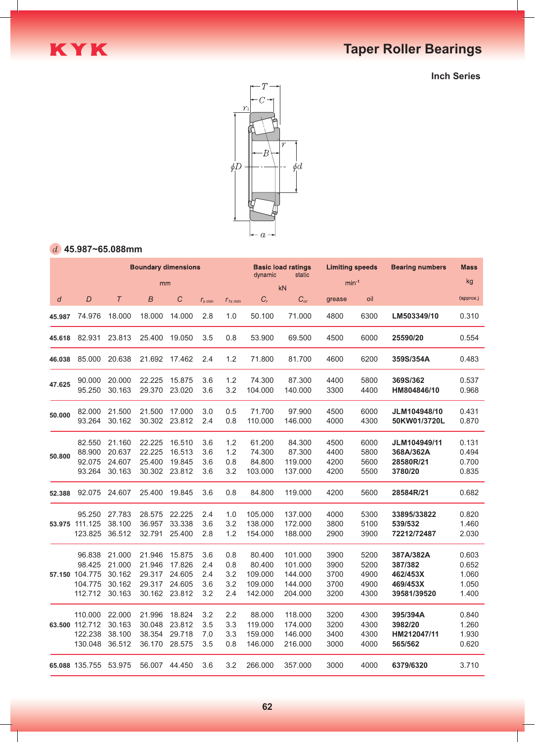# Taper Roller Bearings

**Inch Series**

## $d$ 45.987~65.088mm

| Boundary dimensions | | | | | | | Basic load ratings | | Limiting speeds | | Bearing numbers | Mass |
|---|---|---|---|---|---|---|---|---|---|---|---|---|
| mm | | | | | | | dynamic kN | static kN | min⁻¹ | | | kg |
| $d$ | $D$ | $T$ | $B$ | $C$ | $r_{s\ min}$ | $r_{1s\ min}$ | $C_r$ | $C_{or}$ | grease | oil | | (approx.) |
| 45.987 | 74.976 | 18.000 | 18.000 | 14.000 | 2.8 | 1.0 | 50.100 | 71.000 | 4800 | 6300 | LM503349/10 | 0.310 |
| 45.618 | 82.931 | 23.813 | 25.400 | 19.050 | 3.5 | 0.8 | 53.900 | 69.500 | 4500 | 6000 | 25590/20 | 0.554 |
| 46.038 | 85.000 | 20.638 | 21.692 | 17.462 | 2.4 | 1.2 | 71.800 | 81.700 | 4600 | 6200 | 359S/354A | 0.483 |
| 47.625 | 90.000 | 20.000 | 22.225 | 15.875 | 3.6 | 1.2 | 74.300 | 87.300 | 4400 | 5800 | 369S/362 | 0.537 |
| | 95.250 | 30.163 | 29.370 | 23.020 | 3.6 | 3.2 | 104.000 | 140.000 | 3300 | 4400 | HM804846/10 | 0.968 |
| 50.000 | 82.000 | 21.500 | 21.500 | 17.000 | 3.0 | 0.5 | 71.700 | 97.900 | 4500 | 6000 | JLM104948/10 | 0.431 |
| | 93.264 | 30.162 | 30.302 | 23.812 | 2.4 | 0.8 | 110.000 | 146.000 | 4000 | 4300 | 50KW01/3720L | 0.870 |
| 50.800 | 82.550 | 21.160 | 22.225 | 16.510 | 3.6 | 1.2 | 61.200 | 84.300 | 4500 | 6000 | JLM104949/11 | 0.131 |
| | 88.900 | 20.637 | 22.225 | 16.513 | 3.6 | 1.2 | 74.300 | 87.300 | 4400 | 5800 | 368A/362A | 0.494 |
| | 92.075 | 24.607 | 25.400 | 19.845 | 3.6 | 0.8 | 84.800 | 119.000 | 4200 | 5600 | 28580R/21 | 0.700 |
| | 93.264 | 30.163 | 30.302 | 23.812 | 3.6 | 3.2 | 103.000 | 137.000 | 4200 | 5500 | 3780/20 | 0.835 |
| 52.388 | 92.075 | 24.607 | 25.400 | 19.845 | 3.6 | 0.8 | 84.800 | 119.000 | 4200 | 5600 | 28584R/21 | 0.682 |
| 53.975 | 95.250 | 27.783 | 28.575 | 22.225 | 2.4 | 1.0 | 105.000 | 137.000 | 4000 | 5300 | 33895/33822 | 0.820 |
| | 111.125 | 38.100 | 36.957 | 33.338 | 3.6 | 3.2 | 138.000 | 172.000 | 3800 | 5100 | 539/532 | 1.460 |
| | 123.825 | 36.512 | 32.791 | 25.400 | 2.8 | 1.2 | 154.000 | 188.000 | 2900 | 3900 | 72212/72487 | 2.030 |
| 57.150 | 96.838 | 21.000 | 21.946 | 15.875 | 3.6 | 0.8 | 80.400 | 101.000 | 3900 | 5200 | 387A/382A | 0.603 |
| | 98.425 | 21.000 | 21.946 | 17.826 | 2.4 | 0.8 | 80.400 | 101.000 | 3900 | 5200 | 387/382 | 0.652 |
| | 104.775 | 30.162 | 29.317 | 24.605 | 2.4 | 3.2 | 109.000 | 144.000 | 3700 | 4900 | 462/453X | 1.060 |
| | 104.775 | 30.162 | 29.317 | 24.605 | 3.6 | 3.2 | 109.000 | 144.000 | 3700 | 4900 | 469/453X | 1.050 |
| | 112.712 | 30.163 | 30.162 | 23.812 | 3.2 | 2.4 | 142.000 | 204.000 | 3200 | 4300 | 39581/39520 | 1.400 |
| 63.500 | 110.000 | 22.000 | 21.996 | 18.824 | 3.2 | 2.2 | 88.000 | 118.000 | 3200 | 4300 | 395/394A | 0.840 |
| | 112.712 | 30.163 | 30.048 | 23.812 | 3.5 | 3.3 | 119.000 | 174.000 | 3200 | 4300 | 3982/20 | 1.260 |
| | 122.238 | 38.100 | 38.354 | 29.718 | 7.0 | 3.3 | 159.000 | 146.000 | 3400 | 4300 | HM212047/11 | 1.930 |
| | 130.048 | 36.512 | 36.170 | 28.575 | 3.5 | 0.8 | 146.000 | 216.000 | 3000 | 4000 | 565/562 | 0.620 |
| 65.088 | 135.755 | 53.975 | 56.007 | 44.450 | 3.6 | 3.2 | 266.000 | 357.000 | 3000 | 4000 | 6379/6320 | 3.710 |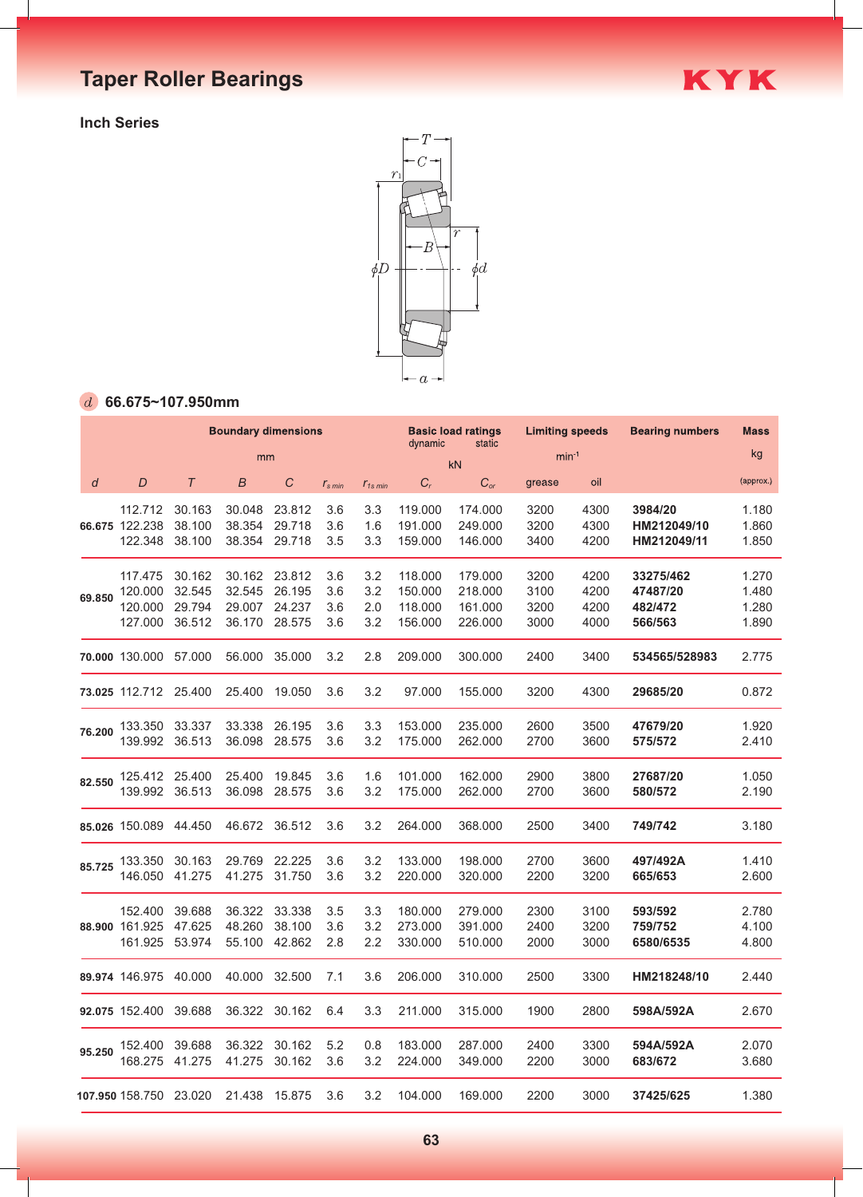# Taper Roller Bearings

KYK

## Inch Series

T
C
$r_1$
r
B
$\phi D$
$\phi d$
a

### $d$ 66.675~107.950mm

| Boundary dimensions (mm) | | | | | | | Basic load ratings (kN) dynamic | static | Limiting speeds ($min^{-1}$) | | Bearing numbers | Mass kg |
|---|---|---|---|---|---|---|---|---|---|---|---|---|
| d | D | T | B | C | $r_{s\,min}$ | $r_{1s\,min}$ | $C_r$ | $C_{or}$ | grease | oil | | (approx.) |
| 66.675 | 112.712 | 30.163 | 30.048 | 23.812 | 3.6 | 3.3 | 119.000 | 174.000 | 3200 | 4300 | **3984/20** | 1.180 |
| | 122.238 | 38.100 | 38.354 | 29.718 | 3.6 | 1.6 | 191.000 | 249.000 | 3200 | 4300 | **HM212049/10** | 1.860 |
| | 122.348 | 38.100 | 38.354 | 29.718 | 3.5 | 3.3 | 159.000 | 146.000 | 3400 | 4200 | **HM212049/11** | 1.850 |
| 69.850 | 117.475 | 30.162 | 30.162 | 23.812 | 3.6 | 3.2 | 118.000 | 179.000 | 3200 | 4200 | **33275/462** | 1.270 |
| | 120.000 | 32.545 | 32.545 | 26.195 | 3.6 | 3.2 | 150.000 | 218.000 | 3100 | 4200 | **47487/20** | 1.480 |
| | 120.000 | 29.794 | 29.007 | 24.237 | 3.6 | 2.0 | 118.000 | 161.000 | 3200 | 4200 | **482/472** | 1.280 |
| | 127.000 | 36.512 | 36.170 | 28.575 | 3.6 | 3.2 | 156.000 | 226.000 | 3000 | 4000 | **566/563** | 1.890 |
| 70.000 | 130.000 | 57.000 | 56.000 | 35.000 | 3.2 | 2.8 | 209.000 | 300.000 | 2400 | 3400 | **534565/528983** | 2.775 |
| 73.025 | 112.712 | 25.400 | 25.400 | 19.050 | 3.6 | 3.2 | 97.000 | 155.000 | 3200 | 4300 | **29685/20** | 0.872 |
| 76.200 | 133.350 | 33.337 | 33.338 | 26.195 | 3.6 | 3.3 | 153.000 | 235.000 | 2600 | 3500 | **47679/20** | 1.920 |
| | 139.992 | 36.513 | 36.098 | 28.575 | 3.6 | 3.2 | 175.000 | 262.000 | 2700 | 3600 | **575/572** | 2.410 |
| 82.550 | 125.412 | 25.400 | 25.400 | 19.845 | 3.6 | 1.6 | 101.000 | 162.000 | 2900 | 3800 | **27687/20** | 1.050 |
| | 139.992 | 36.513 | 36.098 | 28.575 | 3.6 | 3.2 | 175.000 | 262.000 | 2700 | 3600 | **580/572** | 2.190 |
| 85.026 | 150.089 | 44.450 | 46.672 | 36.512 | 3.6 | 3.2 | 264.000 | 368.000 | 2500 | 3400 | **749/742** | 3.180 |
| 85.725 | 133.350 | 30.163 | 29.769 | 22.225 | 3.6 | 3.2 | 133.000 | 198.000 | 2700 | 3600 | **497/492A** | 1.410 |
| | 146.050 | 41.275 | 41.275 | 31.750 | 3.6 | 3.2 | 220.000 | 320.000 | 2200 | 3200 | **665/653** | 2.600 |
| 88.900 | 152.400 | 39.688 | 36.322 | 33.338 | 3.5 | 3.3 | 180.000 | 279.000 | 2300 | 3100 | **593/592** | 2.780 |
| | 161.925 | 47.625 | 48.260 | 38.100 | 3.6 | 3.2 | 273.000 | 391.000 | 2400 | 3200 | **759/752** | 4.100 |
| | 161.925 | 53.974 | 55.100 | 42.862 | 2.8 | 2.2 | 330.000 | 510.000 | 2000 | 3000 | **6580/6535** | 4.800 |
| 89.974 | 146.975 | 40.000 | 40.000 | 32.500 | 7.1 | 3.6 | 206.000 | 310.000 | 2500 | 3300 | **HM218248/10** | 2.440 |
| 92.075 | 152.400 | 39.688 | 36.322 | 30.162 | 6.4 | 3.3 | 211.000 | 315.000 | 1900 | 2800 | **598A/592A** | 2.670 |
| 95.250 | 152.400 | 39.688 | 36.322 | 30.162 | 5.2 | 0.8 | 183.000 | 287.000 | 2400 | 3300 | **594A/592A** | 2.070 |
| | 168.275 | 41.275 | 41.275 | 30.162 | 3.6 | 3.2 | 224.000 | 349.000 | 2200 | 3000 | **683/672** | 3.680 |
| 107.950 | 158.750 | 23.020 | 21.438 | 15.875 | 3.6 | 3.2 | 104.000 | 169.000 | 2200 | 3000 | **37425/625** | 1.380 |